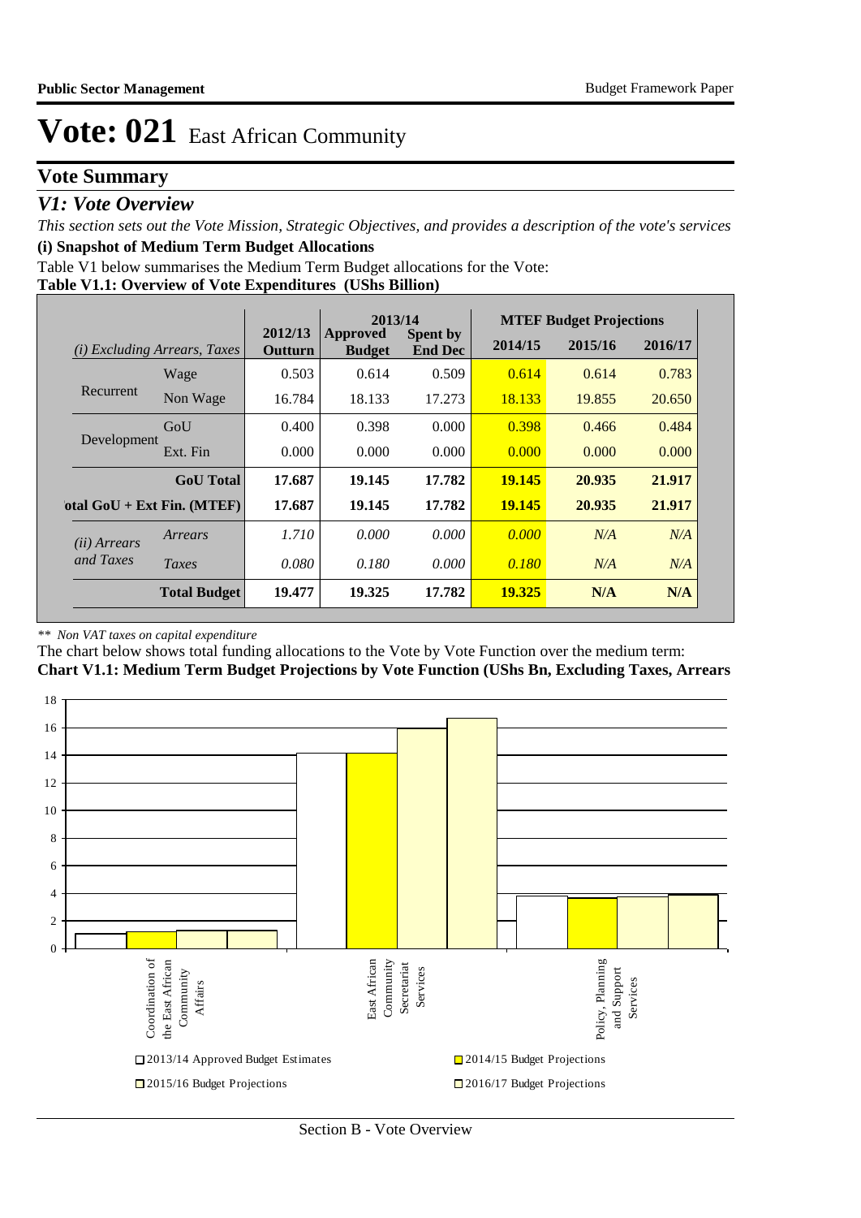# Vote: 021 East African Community

## Vote Summary

### *V1: Vote Overview*

*This section sets out the Vote Mission, Strategic Objectives, and provides a description of the vote's services*

**(i) Snapshot of Medium Term Budget Allocations**

Table V1 below summarises the Medium Term Budget allocations for the Vote:

**Table V1.1: Overview of Vote Expenditures (UShs Billion)**

| *(i) Excluding Arrears, Taxes* | | 2012/13 Outturn | 2013/14 Approved Budget | 2013/14 Spent by End Dec | MTEF Budget Projections 2014/15 | 2015/16 | 2016/17 |
|---|---|---|---|---|---|---|---|
| Recurrent | Wage | 0.503 | 0.614 | 0.509 | 0.614 | 0.614 | 0.783 |
| | Non Wage | 16.784 | 18.133 | 17.273 | 18.133 | 19.855 | 20.650 |
| Development | GoU | 0.400 | 0.398 | 0.000 | 0.398 | 0.466 | 0.484 |
| | Ext. Fin | 0.000 | 0.000 | 0.000 | 0.000 | 0.000 | 0.000 |
| | **GoU Total** | **17.687** | **19.145** | **17.782** | **19.145** | **20.935** | **21.917** |
| **Total GoU + Ext Fin. (MTEF)** | | **17.687** | **19.145** | **17.782** | **19.145** | **20.935** | **21.917** |
| *(ii) Arrears and Taxes* | *Arrears* | *1.710* | *0.000* | *0.000* | *0.000* | *N/A* | *N/A* |
| | *Taxes* | *0.080* | *0.180* | *0.000* | *0.180* | *N/A* | *N/A* |
| | **Total Budget** | **19.477** | **19.325** | **17.782** | **19.325** | **N/A** | **N/A** |

*\*\* Non VAT taxes on capital expenditure*

The chart below shows total funding allocations to the Vote by Vote Function over the medium term:

**Chart V1.1: Medium Term Budget Projections by Vote Function (UShs Bn, Excluding Taxes, Arrears**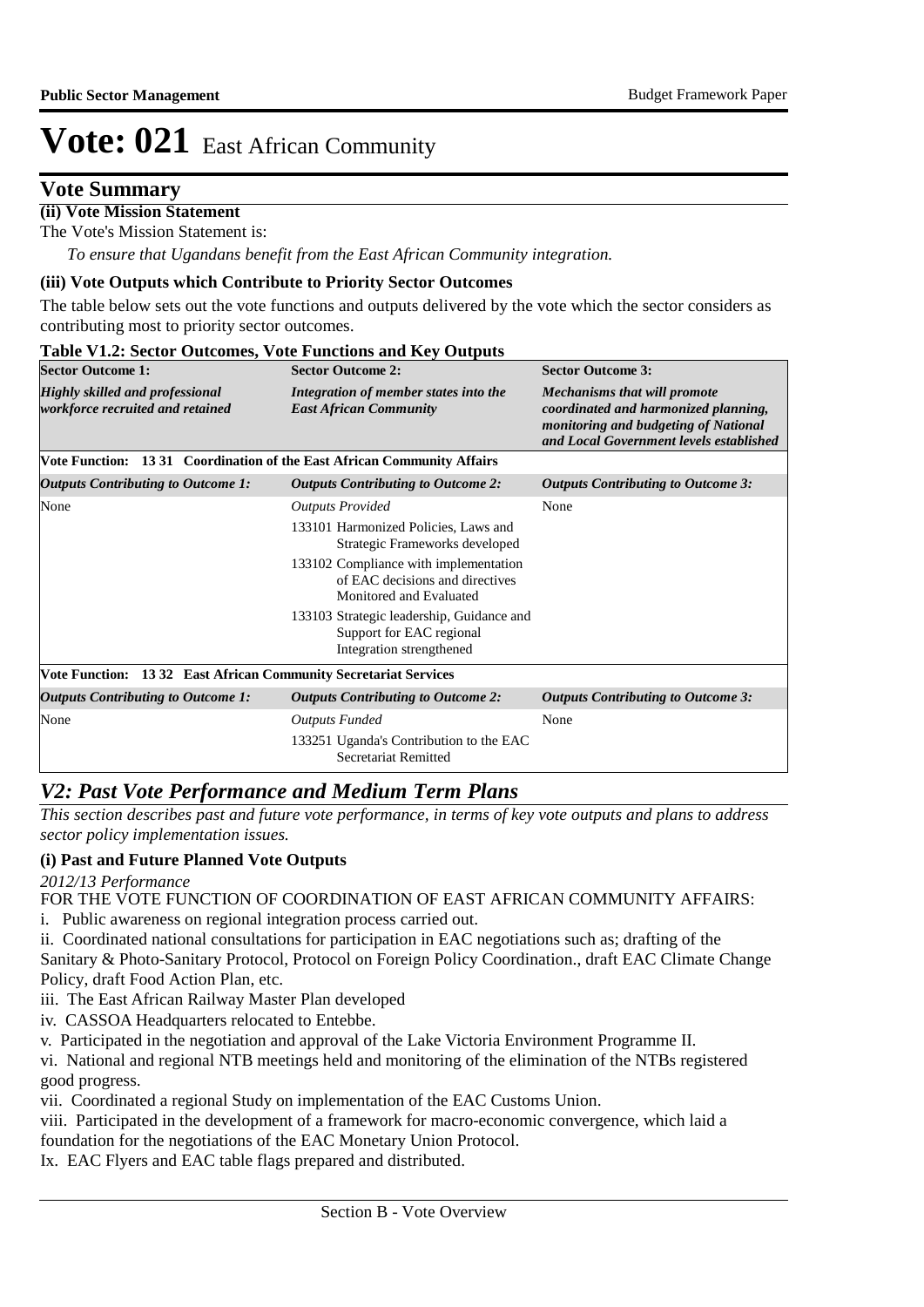# Vote: 021 East African Community

## Vote Summary

**(ii) Vote Mission Statement**

The Vote's Mission Statement is:

*To ensure that Ugandans benefit from the East African Community integration.*

**(iii) Vote Outputs which Contribute to Priority Sector Outcomes**

The table below sets out the vote functions and outputs delivered by the vote which the sector considers as contributing most to priority sector outcomes.

**Table V1.2: Sector Outcomes, Vote Functions and Key Outputs**

| **Sector Outcome 1:** | **Sector Outcome 2:** | **Sector Outcome 3:** |
|---|---|---|
| ***Highly skilled and professional workforce recruited and retained*** | ***Integration of member states into the East African Community*** | ***Mechanisms that will promote coordinated and harmonized planning, monitoring and budgeting of National and Local Government levels established*** |
| **Vote Function: 13 31 Coordination of the East African Community Affairs** | | |
| ***Outputs Contributing to Outcome 1:*** | ***Outputs Contributing to Outcome 2:*** | ***Outputs Contributing to Outcome 3:*** |
| None | *Outputs Provided*<br>133101 Harmonized Policies, Laws and Strategic Frameworks developed<br>133102 Compliance with implementation of EAC decisions and directives Monitored and Evaluated<br>133103 Strategic leadership, Guidance and Support for EAC regional Integration strengthened | None |
| **Vote Function: 13 32 East African Community Secretariat Services** | | |
| ***Outputs Contributing to Outcome 1:*** | ***Outputs Contributing to Outcome 2:*** | ***Outputs Contributing to Outcome 3:*** |
| None | *Outputs Funded*<br>133251 Uganda's Contribution to the EAC Secretariat Remitted | None |

## *V2: Past Vote Performance and Medium Term Plans*

*This section describes past and future vote performance, in terms of key vote outputs and plans to address sector policy implementation issues.*

**(i) Past and Future Planned Vote Outputs**

*2012/13 Performance*

FOR THE VOTE FUNCTION OF COORDINATION OF EAST AFRICAN COMMUNITY AFFAIRS:

i. Public awareness on regional integration process carried out.

ii. Coordinated national consultations for participation in EAC negotiations such as; drafting of the Sanitary & Photo-Sanitary Protocol, Protocol on Foreign Policy Coordination., draft EAC Climate Change Policy, draft Food Action Plan, etc.

iii. The East African Railway Master Plan developed

iv. CASSOA Headquarters relocated to Entebbe.

v. Participated in the negotiation and approval of the Lake Victoria Environment Programme II.

vi. National and regional NTB meetings held and monitoring of the elimination of the NTBs registered good progress.

vii. Coordinated a regional Study on implementation of the EAC Customs Union.

viii. Participated in the development of a framework for macro-economic convergence, which laid a foundation for the negotiations of the EAC Monetary Union Protocol.

Ix. EAC Flyers and EAC table flags prepared and distributed.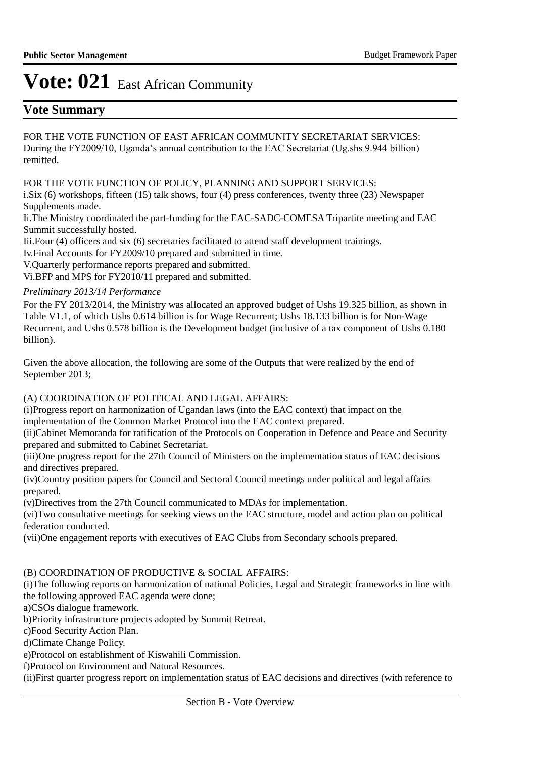# Vote: 021 East African Community

## Vote Summary

FOR THE VOTE FUNCTION OF EAST AFRICAN COMMUNITY SECRETARIAT SERVICES:
During the FY2009/10, Uganda's annual contribution to the EAC Secretariat (Ug.shs 9.944 billion) remitted.

FOR THE VOTE FUNCTION OF POLICY, PLANNING AND SUPPORT SERVICES:
i.Six (6) workshops, fifteen (15) talk shows, four (4) press conferences, twenty three (23) Newspaper Supplements made.
Ii.The Ministry coordinated the part-funding for the EAC-SADC-COMESA Tripartite meeting and EAC Summit successfully hosted.
Iii.Four (4) officers and six (6) secretaries facilitated to attend staff development trainings.
Iv.Final Accounts for FY2009/10 prepared and submitted in time.
V.Quarterly performance reports prepared and submitted.
Vi.BFP and MPS for FY2010/11 prepared and submitted.

*Preliminary 2013/14 Performance*

For the FY 2013/2014, the Ministry was allocated an approved budget of Ushs 19.325 billion, as shown in Table V1.1, of which Ushs 0.614 billion is for Wage Recurrent; Ushs 18.133 billion is for Non-Wage Recurrent, and Ushs 0.578 billion is the Development budget (inclusive of a tax component of Ushs 0.180 billion).

Given the above allocation, the following are some of the Outputs that were realized by the end of September 2013;

(A) COORDINATION OF POLITICAL AND LEGAL AFFAIRS:
(i)Progress report on harmonization of Ugandan laws (into the EAC context) that impact on the implementation of the Common Market Protocol into the EAC context prepared.
(ii)Cabinet Memoranda for ratification of the Protocols on Cooperation in Defence and Peace and Security prepared and submitted to Cabinet Secretariat.
(iii)One progress report for the 27th Council of Ministers on the implementation status of EAC decisions and directives prepared.
(iv)Country position papers for Council and Sectoral Council meetings under political and legal affairs prepared.
(v)Directives from the 27th Council communicated to MDAs for implementation.
(vi)Two consultative meetings for seeking views on the EAC structure, model and action plan on political federation conducted.
(vii)One engagement reports with executives of EAC Clubs from Secondary schools prepared.

(B) COORDINATION OF PRODUCTIVE & SOCIAL AFFAIRS:
(i)The following reports on harmonization of national Policies, Legal and Strategic frameworks in line with the following approved EAC agenda were done;
a)CSOs dialogue framework.
b)Priority infrastructure projects adopted by Summit Retreat.
c)Food Security Action Plan.
d)Climate Change Policy.
e)Protocol on establishment of Kiswahili Commission.
f)Protocol on Environment and Natural Resources.
(ii)First quarter progress report on implementation status of EAC decisions and directives (with reference to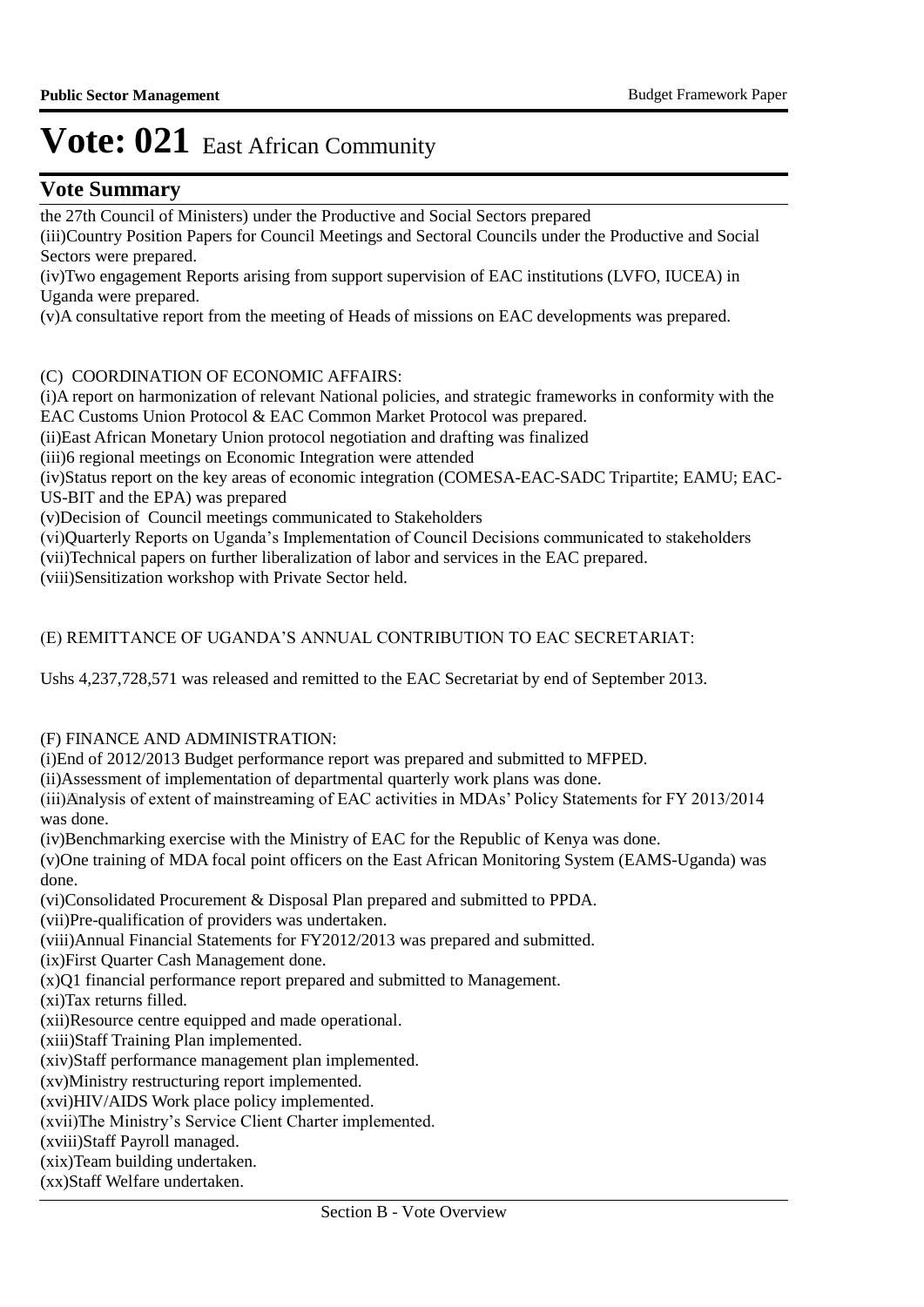# Vote: 021 East African Community

## Vote Summary

the 27th Council of Ministers) under the Productive and Social Sectors prepared
(iii)Country Position Papers for Council Meetings and Sectoral Councils under the Productive and Social Sectors were prepared.
(iv)Two engagement Reports arising from support supervision of EAC institutions (LVFO, IUCEA) in Uganda were prepared.
(v)A consultative report from the meeting of Heads of missions on EAC developments was prepared.

(C) COORDINATION OF ECONOMIC AFFAIRS:
(i)A report on harmonization of relevant National policies, and strategic frameworks in conformity with the EAC Customs Union Protocol & EAC Common Market Protocol was prepared.
(ii)East African Monetary Union protocol negotiation and drafting was finalized
(iii)6 regional meetings on Economic Integration were attended
(iv)Status report on the key areas of economic integration (COMESA-EAC-SADC Tripartite; EAMU; EAC-US-BIT and the EPA) was prepared
(v)Decision of Council meetings communicated to Stakeholders
(vi)Quarterly Reports on Uganda's Implementation of Council Decisions communicated to stakeholders
(vii)Technical papers on further liberalization of labor and services in the EAC prepared.
(viii)Sensitization workshop with Private Sector held.

(E) REMITTANCE OF UGANDA'S ANNUAL CONTRIBUTION TO EAC SECRETARIAT:

Ushs 4,237,728,571 was released and remitted to the EAC Secretariat by end of September 2013.

(F) FINANCE AND ADMINISTRATION:
(i)End of 2012/2013 Budget performance report was prepared and submitted to MFPED.
(ii)Assessment of implementation of departmental quarterly work plans was done.
(iii)Analysis of extent of mainstreaming of EAC activities in MDAs' Policy Statements for FY 2013/2014 was done.
(iv)Benchmarking exercise with the Ministry of EAC for the Republic of Kenya was done.
(v)One training of MDA focal point officers on the East African Monitoring System (EAMS-Uganda) was done.
(vi)Consolidated Procurement & Disposal Plan prepared and submitted to PPDA.
(vii)Pre-qualification of providers was undertaken.
(viii)Annual Financial Statements for FY2012/2013 was prepared and submitted.
(ix)First Quarter Cash Management done.
(x)Q1 financial performance report prepared and submitted to Management.
(xi)Tax returns filled.
(xii)Resource centre equipped and made operational.
(xiii)Staff Training Plan implemented.
(xiv)Staff performance management plan implemented.
(xv)Ministry restructuring report implemented.
(xvi)HIV/AIDS Work place policy implemented.
(xvii)The Ministry's Service Client Charter implemented.
(xviii)Staff Payroll managed.
(xix)Team building undertaken.
(xx)Staff Welfare undertaken.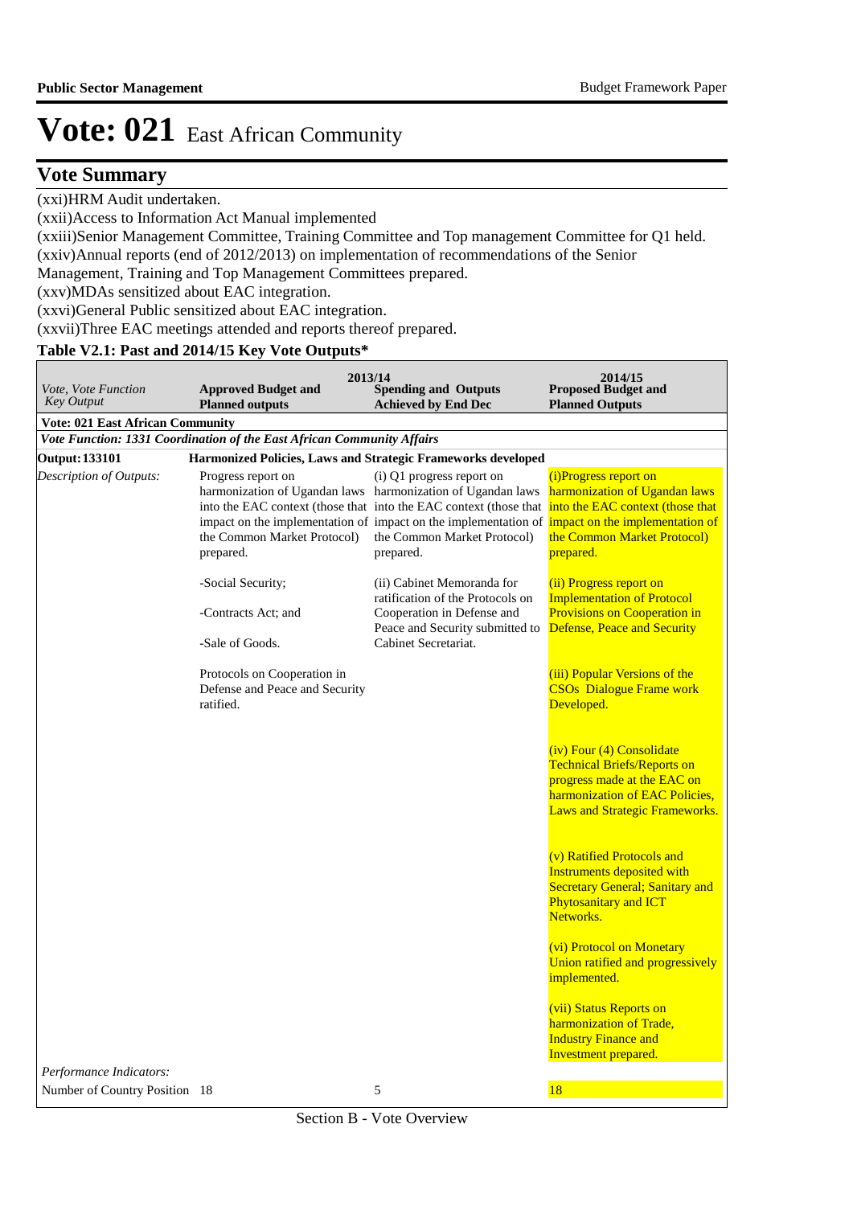# Vote: 021 East African Community

## Vote Summary

(xxi)HRM Audit undertaken.

(xxii)Access to Information Act Manual implemented

(xxiii)Senior Management Committee, Training Committee and Top management Committee for Q1 held.

(xxiv)Annual reports (end of 2012/2013) on implementation of recommendations of the Senior Management, Training and Top Management Committees prepared.

(xxv)MDAs sensitized about EAC integration.

(xxvi)General Public sensitized about EAC integration.

(xxvii)Three EAC meetings attended and reports thereof prepared.

### Table V2.1: Past and 2014/15 Key Vote Outputs*

| *Vote, Vote Function Key Output* | 2013/14 **Approved Budget and Planned outputs** | 2013/14 **Spending and Outputs Achieved by End Dec** | 2014/15 **Proposed Budget and Planned Outputs** |
|---|---|---|---|
| **Vote: 021 East African Community** | | | |
| ***Vote Function: 1331 Coordination of the East African Community Affairs*** | | | |
| **Output: 133101** | **Harmonized Policies, Laws and Strategic Frameworks developed** | | |
| *Description of Outputs:* | Progress report on harmonization of Ugandan laws into the EAC context (those that impact on the implementation of the Common Market Protocol) prepared.<br><br>-Social Security;<br><br>-Contracts Act; and<br><br>-Sale of Goods.<br><br>Protocols on Cooperation in Defense and Peace and Security ratified. | (i) Q1 progress report on harmonization of Ugandan laws into the EAC context (those that impact on the implementation of the Common Market Protocol) prepared.<br><br>(ii) Cabinet Memoranda for ratification of the Protocols on Cooperation in Defense and Peace and Security submitted to Cabinet Secretariat. | (i)Progress report on harmonization of Ugandan laws into the EAC context (those that impact on the implementation of the Common Market Protocol) prepared.<br><br>(ii) Progress report on Implementation of Protocol Provisions on Cooperation in Defense, Peace and Security<br><br>(iii) Popular Versions of the CSOs Dialogue Frame work Developed.<br><br>(iv) Four (4) Consolidate Technical Briefs/Reports on progress made at the EAC on harmonization of EAC Policies, Laws and Strategic Frameworks.<br><br>(v) Ratified Protocols and Instruments deposited with Secretary General; Sanitary and Phytosanitary and ICT Networks.<br><br>(vi) Protocol on Monetary Union ratified and progressively implemented.<br><br>(vii) Status Reports on harmonization of Trade, Industry Finance and Investment prepared. |
| *Performance Indicators:* | | | |
| Number of Country Position | 18 | 5 | 18 |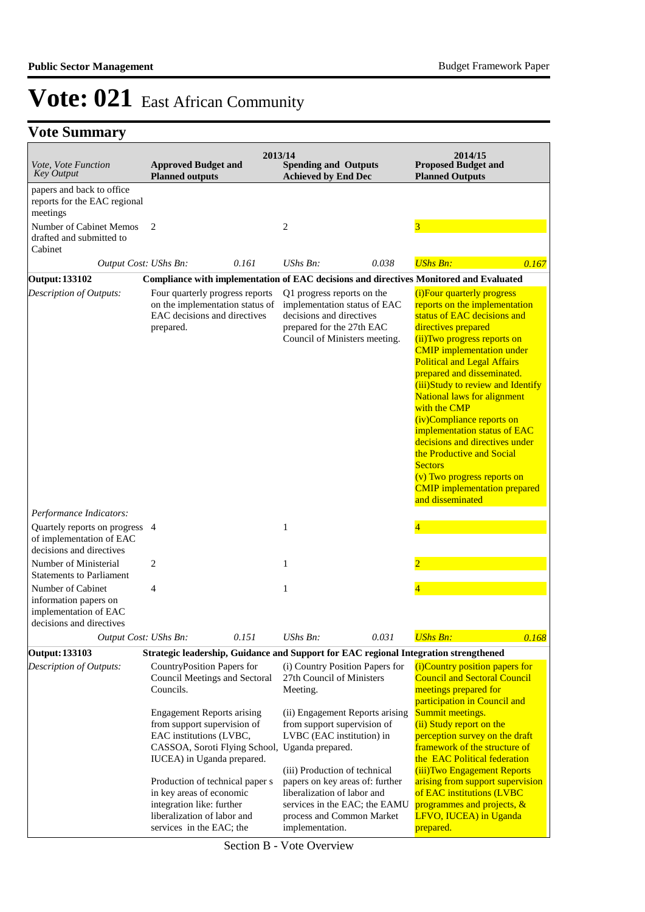# Vote: 021 East African Community

## Vote Summary

| Vote, Vote Function Key Output | 2013/14 Approved Budget and Planned outputs | | 2013/14 Spending and Outputs Achieved by End Dec | | 2014/15 Proposed Budget and Planned Outputs | |
|---|---|---|---|---|---|---|
| papers and back to office reports for the EAC regional meetings | | | | | | |
| Number of Cabinet Memos drafted and submitted to Cabinet | 2 | | 2 | | 3 | |
| *Output Cost: UShs Bn:* | | *0.161* | *UShs Bn:* | *0.038* | *UShs Bn:* | *0.167* |
| **Output: 133102** | **Compliance with implementation of EAC decisions and directives Monitored and Evaluated** | | | | | |
| *Description of Outputs:* | Four quarterly progress reports on the implementation status of EAC decisions and directives prepared. | | Q1 progress reports on the implementation status of EAC decisions and directives prepared for the 27th EAC Council of Ministers meeting. | | (i)Four quarterly progress reports on the implementation status of EAC decisions and directives prepared<br>(ii)Two progress reports on CMIP implementation under Political and Legal Affairs prepared and disseminated.<br>(iii)Study to review and Identify National laws for alignment with the CMP<br>(iv)Compliance reports on implementation status of EAC decisions and directives under the Productive and Social Sectors<br>(v) Two progress reports on CMIP implementation prepared and disseminated | |
| *Performance Indicators:* | | | | | | |
| Quartely reports on progress of implementation of EAC decisions and directives | 4 | | 1 | | 4 | |
| Number of Ministerial Statements to Parliament | 2 | | 1 | | 2 | |
| Number of Cabinet information papers on implementation of EAC decisions and directives | 4 | | 1 | | 4 | |
| *Output Cost: UShs Bn:* | | *0.151* | *UShs Bn:* | *0.031* | *UShs Bn:* | *0.168* |
| **Output: 133103** | **Strategic leadership, Guidance and Support for EAC regional Integration strengthened** | | | | | |
| *Description of Outputs:* | CountryPosition Papers for Council Meetings and Sectoral Councils.<br><br>Engagement Reports arising from support supervision of EAC institutions (LVBC, CASSOA, Soroti Flying School, IUCEA) in Uganda prepared.<br><br>Production of technical paper s in key areas of economic integration like: further liberalization of labor and services in the EAC; the | | (i) Country Position Papers for 27th Council of Ministers Meeting.<br><br>(ii) Engagement Reports arising from support supervision of LVBC (EAC institution) in Uganda prepared.<br><br>(iii) Production of technical papers on key areas of: further liberalization of labor and services in the EAC; the EAMU process and Common Market implementation. | | (i)Country position papers for Council and Sectoral Council meetings prepared for participation in Council and Summit meetings.<br>(ii) Study report on the perception survey on the draft framework of the structure of the EAC Political federation<br>(iii)Two Engagement Reports arising from support supervision of EAC institutions (LVBC programmes and projects, & LFVO, IUCEA) in Uganda prepared. | |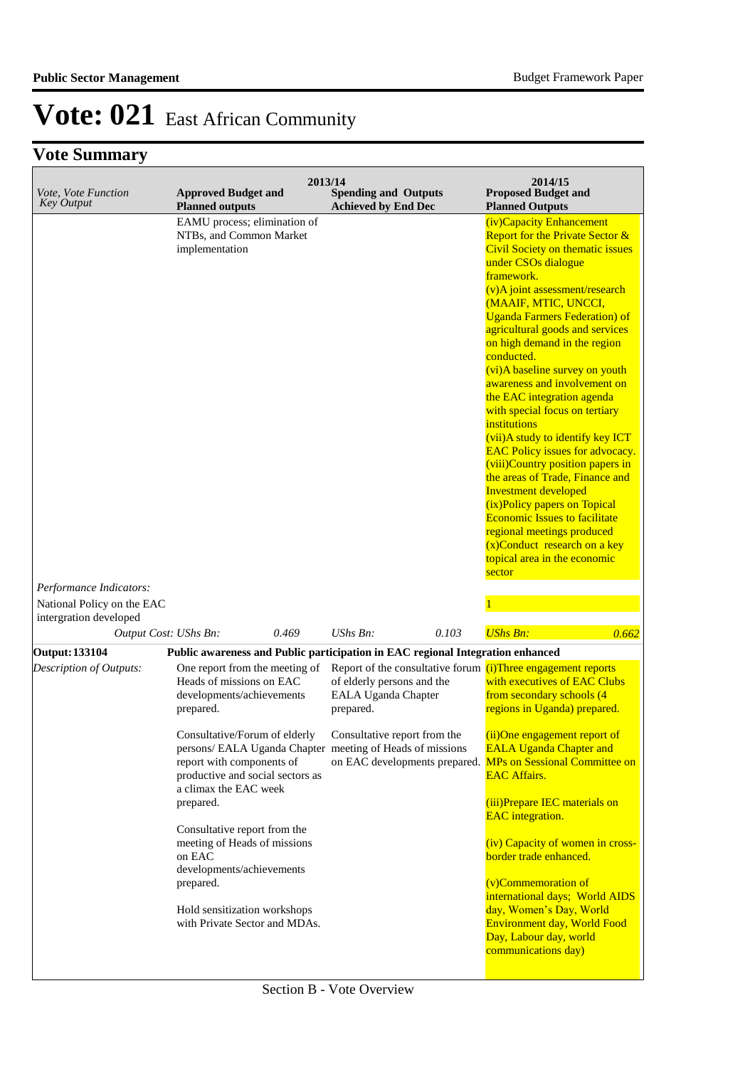# Vote: 021 East African Community

## Vote Summary

| Vote, Vote Function Key Output | 2013/14 Approved Budget and Planned outputs | 2013/14 Spending and Outputs Achieved by End Dec | 2014/15 Proposed Budget and Planned Outputs |
|---|---|---|---|
| | EAMU process; elimination of NTBs, and Common Market implementation | | (iv)Capacity Enhancement Report for the Private Sector & Civil Society on thematic issues under CSOs dialogue framework.<br>(v)A joint assessment/research (MAAIF, MTIC, UNCCI, Uganda Farmers Federation) of agricultural goods and services on high demand in the region conducted.<br>(vi)A baseline survey on youth awareness and involvement on the EAC integration agenda with special focus on tertiary institutions<br>(vii)A study to identify key ICT EAC Policy issues for advocacy.<br>(viii)Country position papers in the areas of Trade, Finance and Investment developed<br>(ix)Policy papers on Topical Economic Issues to facilitate regional meetings produced<br>(x)Conduct research on a key topical area in the economic sector |
| *Performance Indicators:* | | | |
| National Policy on the EAC intergration developed | | | 1 |
| *Output Cost: UShs Bn:* | *0.469* | *UShs Bn: 0.103* | *UShs Bn: 0.662* |
| **Output: 133104** | **Public awareness and Public participation in EAC regional Integration enhanced** | | |
| *Description of Outputs:* | One report from the meeting of Heads of missions on EAC developments/achievements prepared.<br><br>Consultative/Forum of elderly persons/ EALA Uganda Chapter report with components of productive and social sectors as a climax the EAC week prepared.<br><br>Consultative report from the meeting of Heads of missions on EAC developments/achievements prepared.<br><br>Hold sensitization workshops with Private Sector and MDAs. | Report of the consultative forum of elderly persons and the EALA Uganda Chapter prepared.<br><br>Consultative report from the meeting of Heads of missions on EAC developments prepared. | (i)Three engagement reports with executives of EAC Clubs from secondary schools (4 regions in Uganda) prepared.<br><br>(ii)One engagement report of EALA Uganda Chapter and MPs on Sessional Committee on EAC Affairs.<br><br>(iii)Prepare IEC materials on EAC integration.<br><br>(iv) Capacity of women in cross-border trade enhanced.<br><br>(v)Commemoration of international days; World AIDS day, Women's Day, World Environment day, World Food Day, Labour day, world communications day) |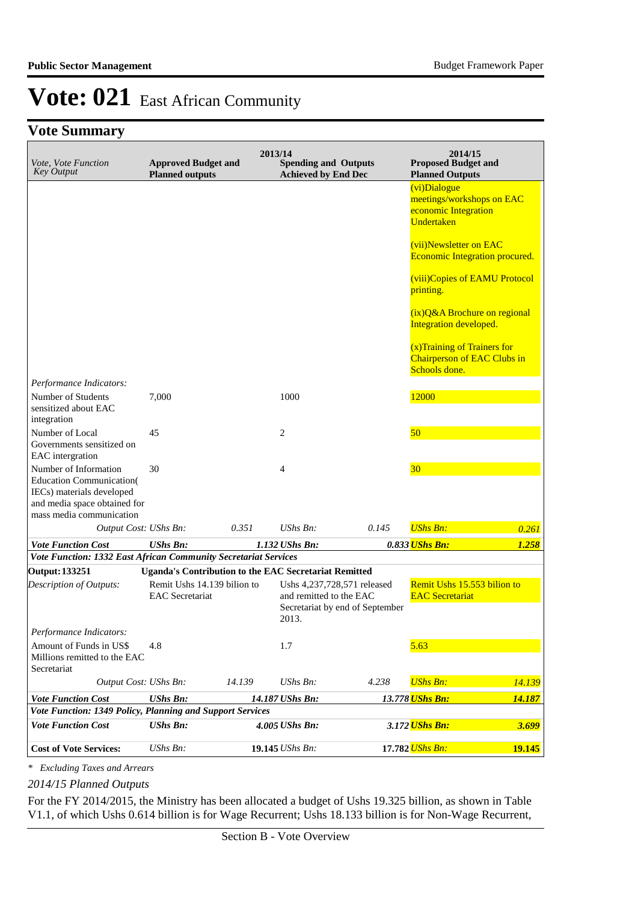# Vote: 021 East African Community

## Vote Summary

| *Vote, Vote Function Key Output* | **2013/14 Approved Budget and Planned outputs** | | **Spending and Outputs Achieved by End Dec** | | **2014/15 Proposed Budget and Planned Outputs** | |
|---|---|---|---|---|---|---|
| | | | | | (vi)Dialogue meetings/workshops on EAC economic Integration Undertaken<br><br>(vii)Newsletter on EAC Economic Integration procured.<br><br>(viii)Copies of EAMU Protocol printing.<br><br>(ix)Q&A Brochure on regional Integration developed.<br><br>(x)Training of Trainers for Chairperson of EAC Clubs in Schools done. | |
| *Performance Indicators:* | | | | | | |
| Number of Students sensitized about EAC integration | 7,000 | | 1000 | | 12000 | |
| Number of Local Governments sensitized on EAC intergration | 45 | | 2 | | 50 | |
| Number of Information Education Communication( IECs) materials developed and media space obtained for mass media communication | 30 | | 4 | | 30 | |
| *Output Cost:* | *UShs Bn:* | *0.351* | *UShs Bn:* | *0.145* | *UShs Bn:* | *0.261* |
| ***Vote Function Cost*** | ***UShs Bn:*** | ***1.132*** | ***UShs Bn:*** | ***0.833*** | ***UShs Bn:*** | ***1.258*** |
| ***Vote Function: 1332 East African Community Secretariat Services*** | | | | | | |
| **Output: 133251** | **Uganda's Contribution to the EAC Secretariat Remitted** | | | | | |
| *Description of Outputs:* | Remit Ushs 14.139 bilion to EAC Secretariat | | Ushs 4,237,728,571 released and remitted to the EAC Secretariat by end of September 2013. | | Remit Ushs 15.553 bilion to EAC Secretariat | |
| *Performance Indicators:* | | | | | | |
| Amount of Funds in US$ Millions remitted to the EAC Secretariat | 4.8 | | 1.7 | | 5.63 | |
| *Output Cost:* | *UShs Bn:* | *14.139* | *UShs Bn:* | *4.238* | *UShs Bn:* | *14.139* |
| ***Vote Function Cost*** | ***UShs Bn:*** | ***14.187*** | ***UShs Bn:*** | ***13.778*** | ***UShs Bn:*** | ***14.187*** |
| ***Vote Function: 1349 Policy, Planning and Support Services*** | | | | | | |
| ***Vote Function Cost*** | ***UShs Bn:*** | ***4.005*** | ***UShs Bn:*** | ***3.172*** | ***UShs Bn:*** | ***3.699*** |
| **Cost of Vote Services:** | *UShs Bn:* | **19.145** | *UShs Bn:* | **17.782** | *UShs Bn:* | **19.145** |

*\* Excluding Taxes and Arrears*

*2014/15 Planned Outputs*

For the FY 2014/2015, the Ministry has been allocated a budget of Ushs 19.325 billion, as shown in Table V1.1, of which Ushs 0.614 billion is for Wage Recurrent; Ushs 18.133 billion is for Non-Wage Recurrent,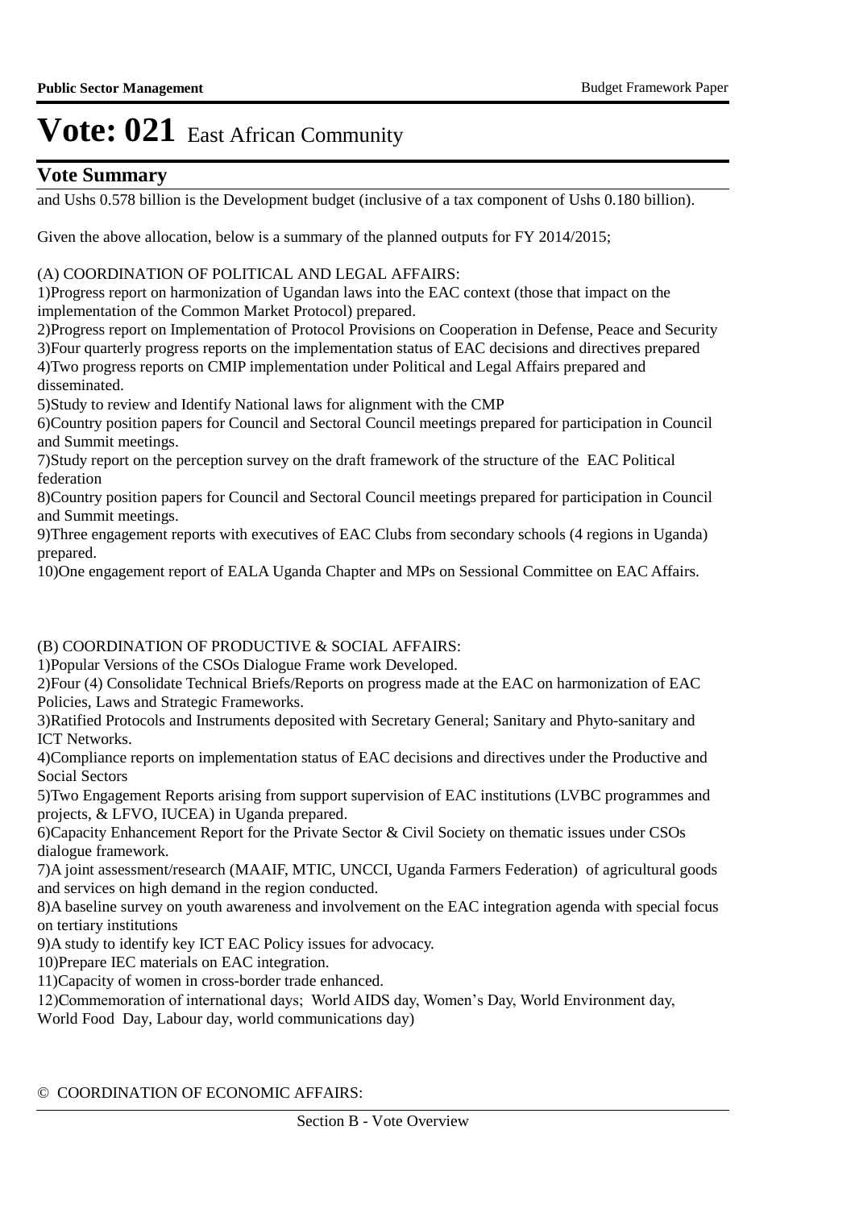# Vote: 021 East African Community

## Vote Summary

and Ushs 0.578 billion is the Development budget (inclusive of a tax component of Ushs 0.180 billion).

Given the above allocation, below is a summary of the planned outputs for FY 2014/2015;

(A) COORDINATION OF POLITICAL AND LEGAL AFFAIRS:

1)Progress report on harmonization of Ugandan laws into the EAC context (those that impact on the implementation of the Common Market Protocol) prepared.
2)Progress report on Implementation of Protocol Provisions on Cooperation in Defense, Peace and Security
3)Four quarterly progress reports on the implementation status of EAC decisions and directives prepared
4)Two progress reports on CMIP implementation under Political and Legal Affairs prepared and disseminated.
5)Study to review and Identify National laws for alignment with the CMP
6)Country position papers for Council and Sectoral Council meetings prepared for participation in Council and Summit meetings.
7)Study report on the perception survey on the draft framework of the structure of the EAC Political federation
8)Country position papers for Council and Sectoral Council meetings prepared for participation in Council and Summit meetings.
9)Three engagement reports with executives of EAC Clubs from secondary schools (4 regions in Uganda) prepared.
10)One engagement report of EALA Uganda Chapter and MPs on Sessional Committee on EAC Affairs.

(B) COORDINATION OF PRODUCTIVE & SOCIAL AFFAIRS:

1)Popular Versions of the CSOs Dialogue Frame work Developed.
2)Four (4) Consolidate Technical Briefs/Reports on progress made at the EAC on harmonization of EAC Policies, Laws and Strategic Frameworks.
3)Ratified Protocols and Instruments deposited with Secretary General; Sanitary and Phyto-sanitary and ICT Networks.
4)Compliance reports on implementation status of EAC decisions and directives under the Productive and Social Sectors
5)Two Engagement Reports arising from support supervision of EAC institutions (LVBC programmes and projects, & LFVO, IUCEA) in Uganda prepared.
6)Capacity Enhancement Report for the Private Sector & Civil Society on thematic issues under CSOs dialogue framework.
7)A joint assessment/research (MAAIF, MTIC, UNCCI, Uganda Farmers Federation) of agricultural goods and services on high demand in the region conducted.
8)A baseline survey on youth awareness and involvement on the EAC integration agenda with special focus on tertiary institutions
9)A study to identify key ICT EAC Policy issues for advocacy.
10)Prepare IEC materials on EAC integration.
11)Capacity of women in cross-border trade enhanced.
12)Commemoration of international days; World AIDS day, Women's Day, World Environment day, World Food Day, Labour day, world communications day)

© COORDINATION OF ECONOMIC AFFAIRS: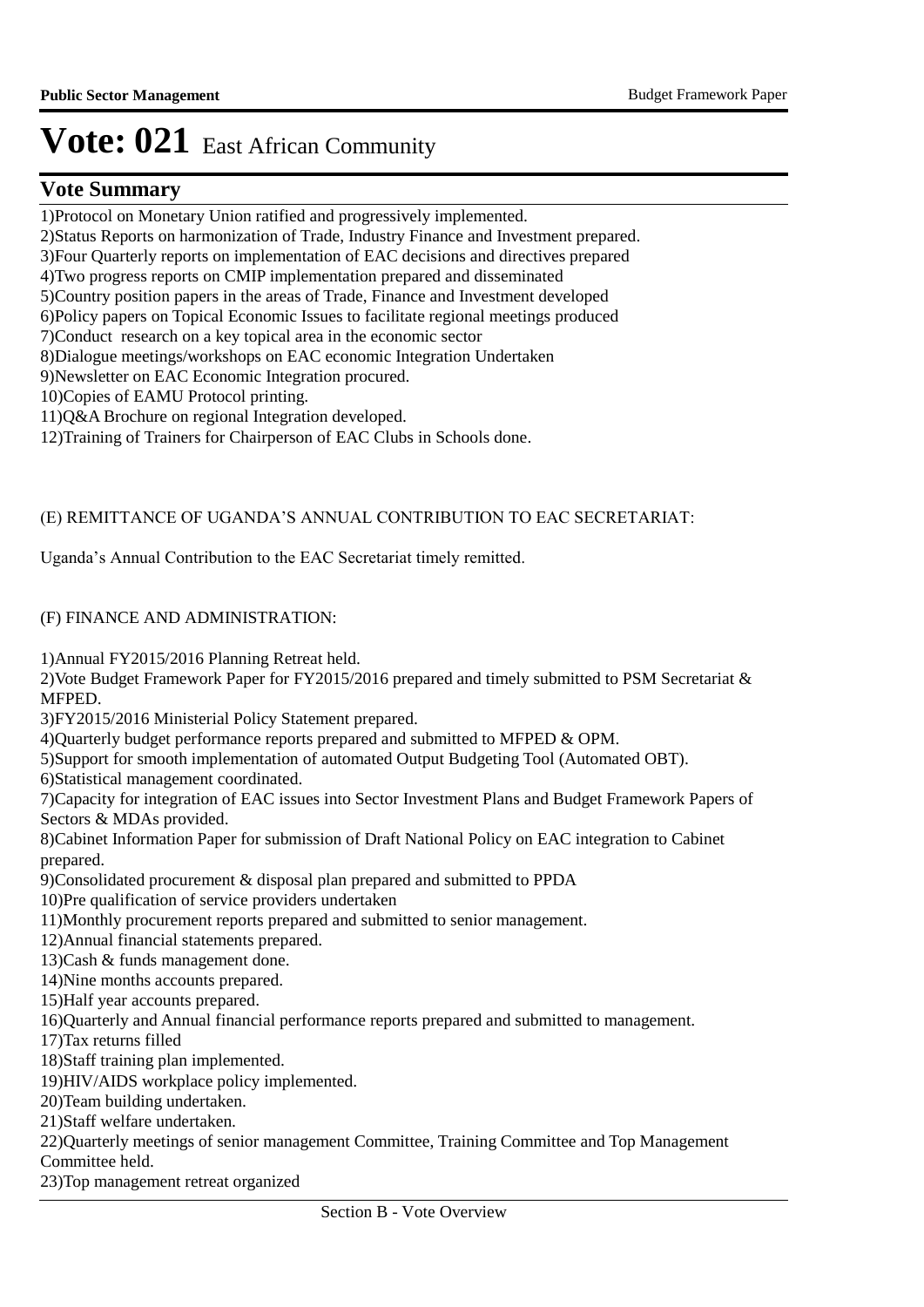# Vote: 021 East African Community

## Vote Summary

1)Protocol on Monetary Union ratified and progressively implemented.
2)Status Reports on harmonization of Trade, Industry Finance and Investment prepared.
3)Four Quarterly reports on implementation of EAC decisions and directives prepared
4)Two progress reports on CMIP implementation prepared and disseminated
5)Country position papers in the areas of Trade, Finance and Investment developed
6)Policy papers on Topical Economic Issues to facilitate regional meetings produced
7)Conduct research on a key topical area in the economic sector
8)Dialogue meetings/workshops on EAC economic Integration Undertaken
9)Newsletter on EAC Economic Integration procured.
10)Copies of EAMU Protocol printing.
11)Q&A Brochure on regional Integration developed.
12)Training of Trainers for Chairperson of EAC Clubs in Schools done.

(E) REMITTANCE OF UGANDA'S ANNUAL CONTRIBUTION TO EAC SECRETARIAT:

Uganda's Annual Contribution to the EAC Secretariat timely remitted.

(F) FINANCE AND ADMINISTRATION:

1)Annual FY2015/2016 Planning Retreat held.
2)Vote Budget Framework Paper for FY2015/2016 prepared and timely submitted to PSM Secretariat & MFPED.
3)FY2015/2016 Ministerial Policy Statement prepared.
4)Quarterly budget performance reports prepared and submitted to MFPED & OPM.
5)Support for smooth implementation of automated Output Budgeting Tool (Automated OBT).
6)Statistical management coordinated.
7)Capacity for integration of EAC issues into Sector Investment Plans and Budget Framework Papers of Sectors & MDAs provided.
8)Cabinet Information Paper for submission of Draft National Policy on EAC integration to Cabinet prepared.
9)Consolidated procurement & disposal plan prepared and submitted to PPDA
10)Pre qualification of service providers undertaken
11)Monthly procurement reports prepared and submitted to senior management.
12)Annual financial statements prepared.
13)Cash & funds management done.
14)Nine months accounts prepared.
15)Half year accounts prepared.
16)Quarterly and Annual financial performance reports prepared and submitted to management.
17)Tax returns filled
18)Staff training plan implemented.
19)HIV/AIDS workplace policy implemented.
20)Team building undertaken.
21)Staff welfare undertaken.
22)Quarterly meetings of senior management Committee, Training Committee and Top Management Committee held.
23)Top management retreat organized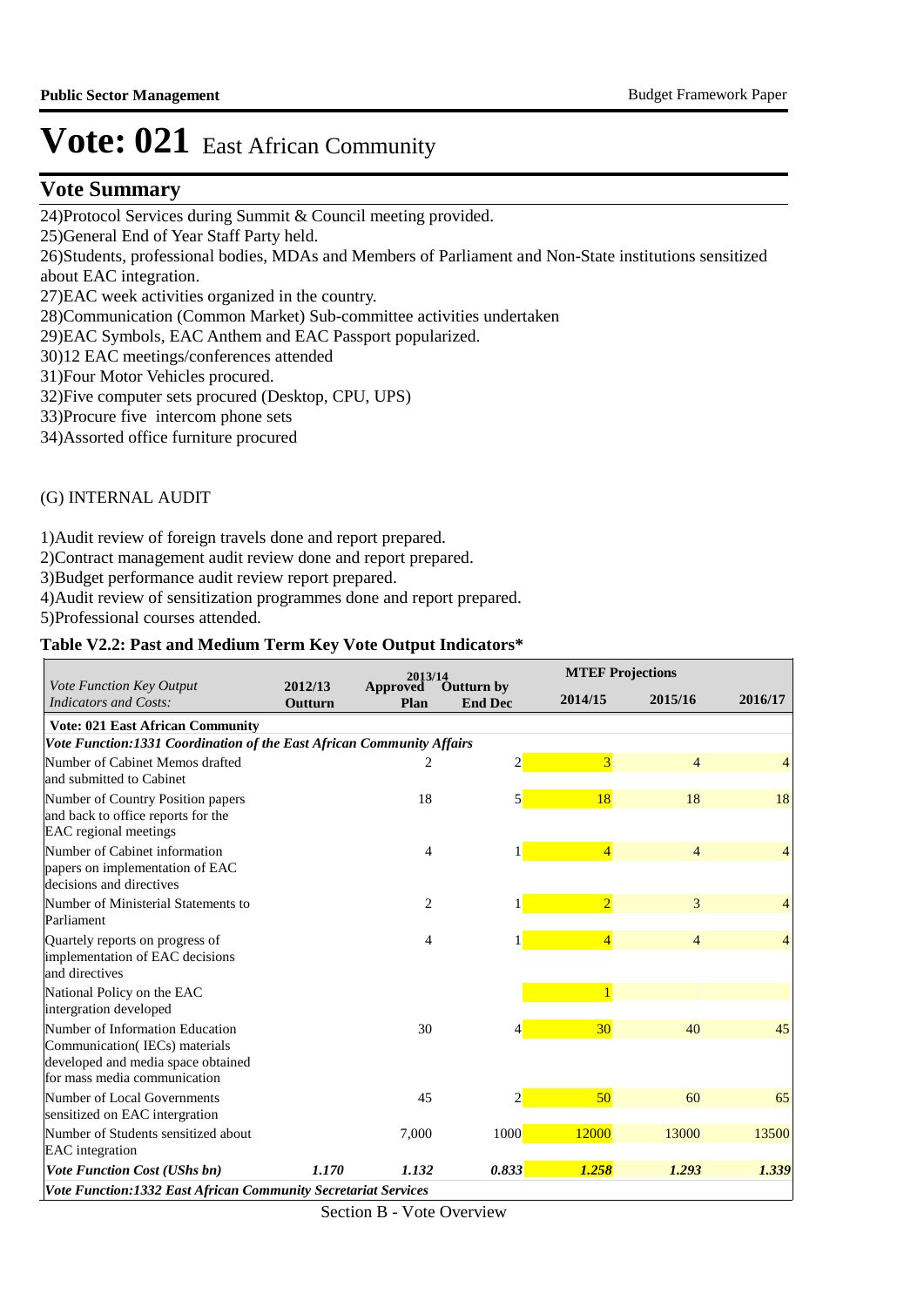# Vote: 021 East African Community

## Vote Summary

24)Protocol Services during Summit & Council meeting provided.
25)General End of Year Staff Party held.
26)Students, professional bodies, MDAs and Members of Parliament and Non-State institutions sensitized about EAC integration.
27)EAC week activities organized in the country.
28)Communication (Common Market) Sub-committee activities undertaken
29)EAC Symbols, EAC Anthem and EAC Passport popularized.
30)12 EAC meetings/conferences attended
31)Four Motor Vehicles procured.
32)Five computer sets procured (Desktop, CPU, UPS)
33)Procure five intercom phone sets
34)Assorted office furniture procured

(G) INTERNAL AUDIT

1)Audit review of foreign travels done and report prepared.
2)Contract management audit review done and report prepared.
3)Budget performance audit review report prepared.
4)Audit review of sensitization programmes done and report prepared.
5)Professional courses attended.

**Table V2.2: Past and Medium Term Key Vote Output Indicators***

| *Vote Function Key Output Indicators and Costs:* | 2012/13 Outturn | 2013/14 Approved Plan | 2013/14 Outturn by End Dec | MTEF Projections 2014/15 | 2015/16 | 2016/17 |
|---|---|---|---|---|---|---|
| **Vote: 021 East African Community** | | | | | | |
| ***Vote Function:1331 Coordination of the East African Community Affairs*** | | | | | | |
| Number of Cabinet Memos drafted and submitted to Cabinet | | 2 | 2 | 3 | 4 | 4 |
| Number of Country Position papers and back to office reports for the EAC regional meetings | | 18 | 5 | 18 | 18 | 18 |
| Number of Cabinet information papers on implementation of EAC decisions and directives | | 4 | 1 | 4 | 4 | 4 |
| Number of Ministerial Statements to Parliament | | 2 | 1 | 2 | 3 | 4 |
| Quartely reports on progress of implementation of EAC decisions and directives | | 4 | 1 | 4 | 4 | 4 |
| National Policy on the EAC intergration developed | | | | 1 | | |
| Number of Information Education Communication( IECs) materials developed and media space obtained for mass media communication | | 30 | 4 | 30 | 40 | 45 |
| Number of Local Governments sensitized on EAC intergration | | 45 | 2 | 50 | 60 | 65 |
| Number of Students sensitized about EAC integration | | 7,000 | 1000 | 12000 | 13000 | 13500 |
| ***Vote Function Cost (UShs bn)*** | ***1.170*** | ***1.132*** | ***0.833*** | ***1.258*** | ***1.293*** | ***1.339*** |
| ***Vote Function:1332 East African Community Secretariat Services*** | | | | | | |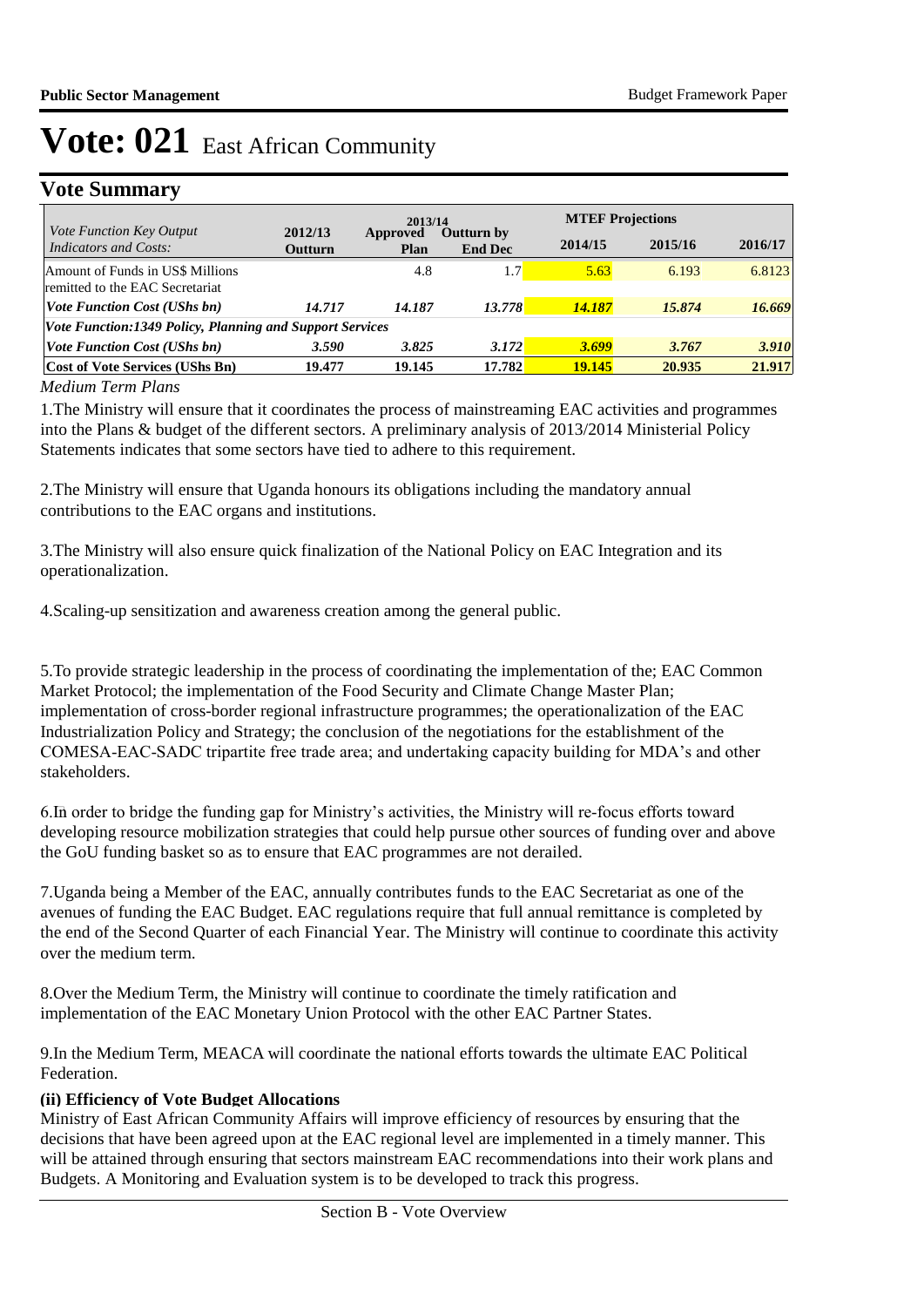# Vote: 021 East African Community

## Vote Summary

| Vote Function Key Output Indicators and Costs: | 2012/13 Outturn | 2013/14 Approved Plan | 2013/14 Outturn by End Dec | MTEF Projections 2014/15 | 2015/16 | 2016/17 |
|---|---|---|---|---|---|---|
| Amount of Funds in US$ Millions remitted to the EAC Secretariat | | 4.8 | 1.7 | 5.63 | 6.193 | 6.8123 |
| ***Vote Function Cost (UShs bn)*** | ***14.717*** | ***14.187*** | ***13.778*** | ***14.187*** | ***15.874*** | ***16.669*** |
| ***Vote Function:1349 Policy, Planning and Support Services*** | | | | | | |
| ***Vote Function Cost (UShs bn)*** | ***3.590*** | ***3.825*** | ***3.172*** | ***3.699*** | ***3.767*** | ***3.910*** |
| **Cost of Vote Services (UShs Bn)** | **19.477** | **19.145** | **17.782** | **19.145** | **20.935** | **21.917** |

*Medium Term Plans*

1.The Ministry will ensure that it coordinates the process of mainstreaming EAC activities and programmes into the Plans & budget of the different sectors. A preliminary analysis of 2013/2014 Ministerial Policy Statements indicates that some sectors have tied to adhere to this requirement.

2.The Ministry will ensure that Uganda honours its obligations including the mandatory annual contributions to the EAC organs and institutions.

3.The Ministry will also ensure quick finalization of the National Policy on EAC Integration and its operationalization.

4.Scaling-up sensitization and awareness creation among the general public.

5.To provide strategic leadership in the process of coordinating the implementation of the; EAC Common Market Protocol; the implementation of the Food Security and Climate Change Master Plan; implementation of cross-border regional infrastructure programmes; the operationalization of the EAC Industrialization Policy and Strategy; the conclusion of the negotiations for the establishment of the COMESA-EAC-SADC tripartite free trade area; and undertaking capacity building for MDA's and other stakeholders.

6.In order to bridge the funding gap for Ministry's activities, the Ministry will re-focus efforts toward developing resource mobilization strategies that could help pursue other sources of funding over and above the GoU funding basket so as to ensure that EAC programmes are not derailed.

7.Uganda being a Member of the EAC, annually contributes funds to the EAC Secretariat as one of the avenues of funding the EAC Budget. EAC regulations require that full annual remittance is completed by the end of the Second Quarter of each Financial Year. The Ministry will continue to coordinate this activity over the medium term.

8.Over the Medium Term, the Ministry will continue to coordinate the timely ratification and implementation of the EAC Monetary Union Protocol with the other EAC Partner States.

9.In the Medium Term, MEACA will coordinate the national efforts towards the ultimate EAC Political Federation.

**(ii) Efficiency of Vote Budget Allocations**

Ministry of East African Community Affairs will improve efficiency of resources by ensuring that the decisions that have been agreed upon at the EAC regional level are implemented in a timely manner. This will be attained through ensuring that sectors mainstream EAC recommendations into their work plans and Budgets. A Monitoring and Evaluation system is to be developed to track this progress.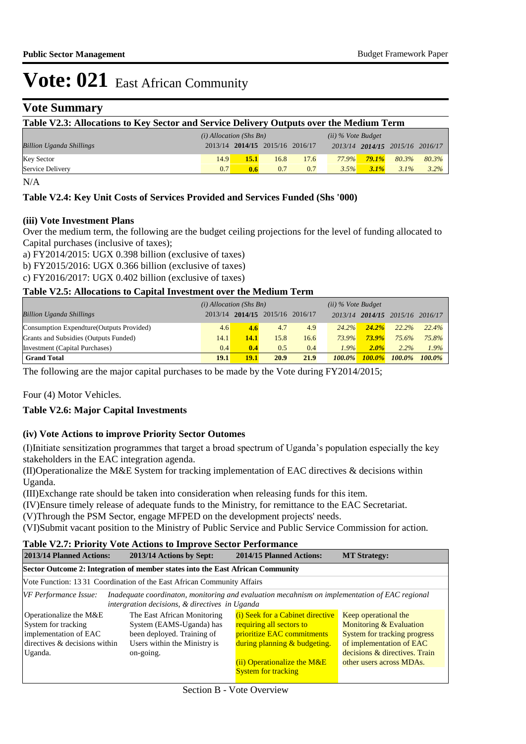# Vote: 021 East African Community

## Vote Summary

**Table V2.3: Allocations to Key Sector and Service Delivery Outputs over the Medium Term**

| *Billion Uganda Shillings* | *(i) Allocation (Shs Bn)* 2013/14 | **2014/15** | 2015/16 | 2016/17 | *(ii) % Vote Budget* 2013/14 | ***2014/15*** | *2015/16* | *2016/17* |
|---|---|---|---|---|---|---|---|---|
| Key Sector | 14.9 | **15.1** | 16.8 | 17.6 | *77.9%* | ***79.1%*** | *80.3%* | *80.3%* |
| Service Delivery | 0.7 | **0.6** | 0.7 | 0.7 | *3.5%* | ***3.1%*** | *3.1%* | *3.2%* |

N/A

**Table V2.4: Key Unit Costs of Services Provided and Services Funded (Shs '000)**

**(iii) Vote Investment Plans**

Over the medium term, the following are the budget ceiling projections for the level of funding allocated to Capital purchases (inclusive of taxes);

a) FY2014/2015: UGX 0.398 billion (exclusive of taxes)

b) FY2015/2016: UGX 0.366 billion (exclusive of taxes)

c) FY2016/2017: UGX 0.402 billion (exclusive of taxes)

**Table V2.5: Allocations to Capital Investment over the Medium Term**

| *Billion Uganda Shillings* | *(i) Allocation (Shs Bn)* 2013/14 | **2014/15** | 2015/16 | 2016/17 | *(ii) % Vote Budget* 2013/14 | ***2014/15*** | *2015/16* | *2016/17* |
|---|---|---|---|---|---|---|---|---|
| Consumption Expendture(Outputs Provided) | 4.6 | **4.6** | 4.7 | 4.9 | *24.2%* | ***24.2%*** | *22.2%* | *22.4%* |
| Grants and Subsidies (Outputs Funded) | 14.1 | **14.1** | 15.8 | 16.6 | *73.9%* | ***73.9%*** | *75.6%* | *75.8%* |
| Investment (Capital Purchases) | 0.4 | **0.4** | 0.5 | 0.4 | *1.9%* | ***2.0%*** | *2.2%* | *1.9%* |
| **Grand Total** | **19.1** | **19.1** | **20.9** | **21.9** | ***100.0%*** | ***100.0%*** | ***100.0%*** | ***100.0%*** |

The following are the major capital purchases to be made by the Vote during FY2014/2015;

Four (4) Motor Vehicles.

**Table V2.6: Major Capital Investments**

**(iv) Vote Actions to improve Priority Sector Outomes**

(I)Initiate sensitization programmes that target a broad spectrum of Uganda's population especially the key stakeholders in the EAC integration agenda.

(II)Operationalize the M&E System for tracking implementation of EAC directives & decisions within Uganda.

(III)Exchange rate should be taken into consideration when releasing funds for this item.

(IV)Ensure timely release of adequate funds to the Ministry, for remittance to the EAC Secretariat.

(V)Through the PSM Sector, engage MFPED on the development projects' needs.

(VI)Submit vacant position to the Ministry of Public Service and Public Service Commission for action.

**Table V2.7: Priority Vote Actions to Improve Sector Performance**

| 2013/14 Planned Actions: | 2013/14 Actions by Sept: | 2014/15 Planned Actions: | MT Strategy: |
|---|---|---|---|
| **Sector Outcome 2: Integration of member states into the East African Community** | | | |
| Vote Function: 13 31 Coordination of the East African Community Affairs | | | |
| *VF Performance Issue:* *Inadequate coordinaton, monitoring and evaluation mecahnism on implementation of EAC regional intergration decisions, & directives in Uganda* | | | |
| Operationalize the M&E System for tracking implementation of EAC directives & decisions within Uganda. | The East African Monitoring System (EAMS-Uganda) has been deployed. Training of Users within the Ministry is on-going. | (i) Seek for a Cabinet directive requiring all sectors to prioritize EAC commitments during planning & budgeting.<br><br>(ii) Operationalize the M&E System for tracking | Keep operational the Monitoring & Evaluation System for tracking progress of implementation of EAC decisions & directives. Train other users across MDAs. |

Section B - Vote Overview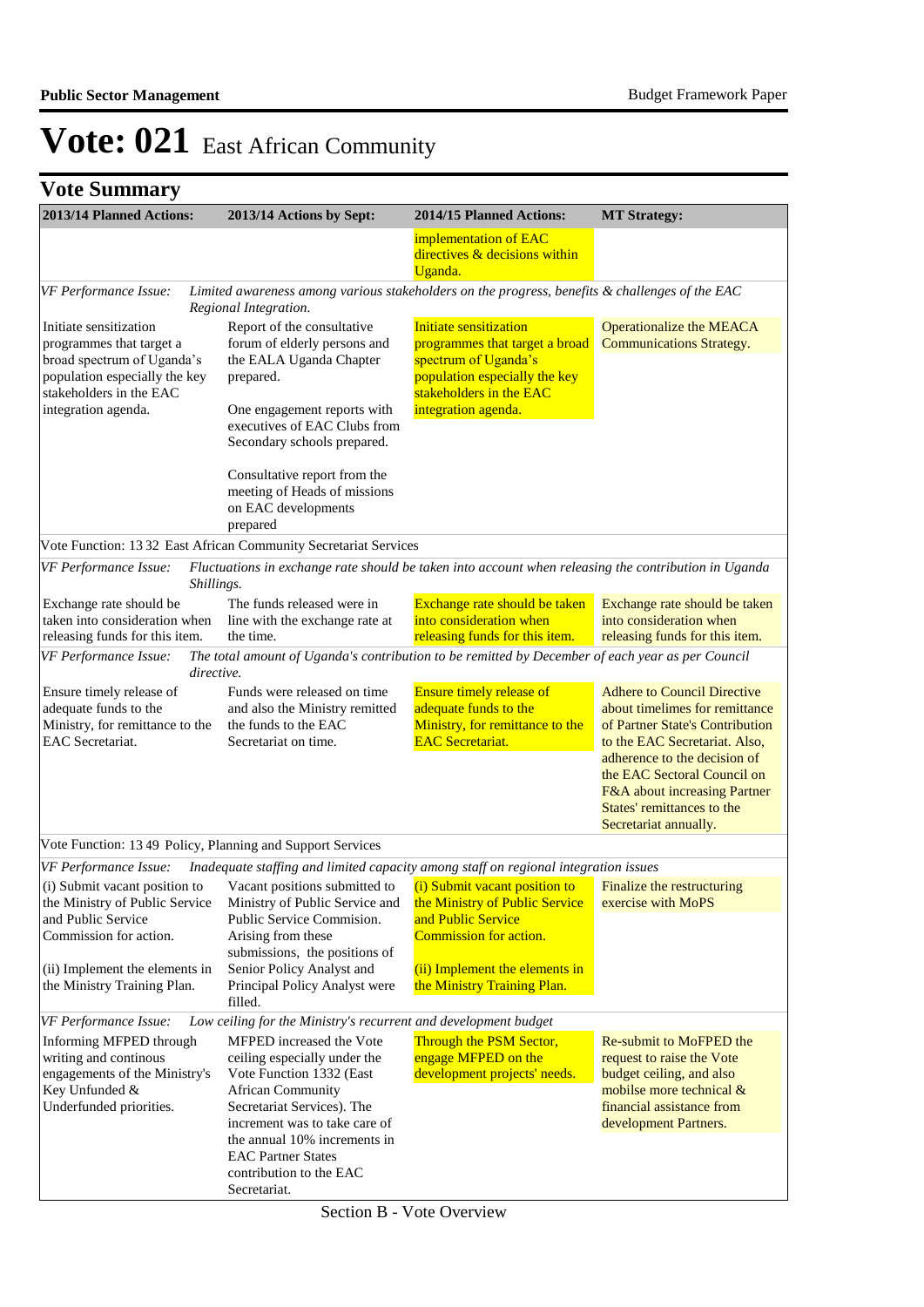# Vote: 021 East African Community

## Vote Summary

| 2013/14 Planned Actions: | 2013/14 Actions by Sept: | 2014/15 Planned Actions: | MT Strategy: |
|---|---|---|---|
| | | implementation of EAC directives & decisions within Uganda. | |
| *VF Performance Issue:* | *Limited awareness among various stakeholders on the progress, benefits & challenges of the EAC Regional Integration.* | | |
| Initiate sensitization programmes that target a broad spectrum of Uganda's population especially the key stakeholders in the EAC integration agenda. | Report of the consultative forum of elderly persons and the EALA Uganda Chapter prepared.<br><br>One engagement reports with executives of EAC Clubs from Secondary schools prepared.<br><br>Consultative report from the meeting of Heads of missions on EAC developments prepared | Initiate sensitization programmes that target a broad spectrum of Uganda's population especially the key stakeholders in the EAC integration agenda. | Operationalize the MEACA Communications Strategy. |
| Vote Function: 13 32 East African Community Secretariat Services | | | |
| *VF Performance Issue:* | *Fluctuations in exchange rate should be taken into account when releasing the contribution in Uganda Shillings.* | | |
| Exchange rate should be taken into consideration when releasing funds for this item. | The funds released were in line with the exchange rate at the time. | Exchange rate should be taken into consideration when releasing funds for this item. | Exchange rate should be taken into consideration when releasing funds for this item. |
| *VF Performance Issue:* | *The total amount of Uganda's contribution to be remitted by December of each year as per Council directive.* | | |
| Ensure timely release of adequate funds to the Ministry, for remittance to the EAC Secretariat. | Funds were released on time and also the Ministry remitted the funds to the EAC Secretariat on time. | Ensure timely release of adequate funds to the Ministry, for remittance to the EAC Secretariat. | Adhere to Council Directive about timelines for remittance of Partner State's Contribution to the EAC Secretariat. Also, adherence to the decision of the EAC Sectoral Council on F&A about increasing Partner States' remittances to the Secretariat annually. |
| Vote Function: 13 49 Policy, Planning and Support Services | | | |
| *VF Performance Issue:* | *Inadequate staffing and limited capacity among staff on regional integration issues* | | |
| (i) Submit vacant position to the Ministry of Public Service and Public Service Commission for action.<br><br>(ii) Implement the elements in the Ministry Training Plan. | Vacant positions submitted to Ministry of Public Service and Public Service Commision. Arising from these submissions, the positions of Senior Policy Analyst and Principal Policy Analyst were filled. | (i) Submit vacant position to the Ministry of Public Service and Public Service Commission for action.<br><br>(ii) Implement the elements in the Ministry Training Plan. | Finalize the restructuring exercise with MoPS |
| *VF Performance Issue:* | *Low ceiling for the Ministry's recurrent and development budget* | | |
| Informing MFPED through writing and continous engagements of the Ministry's Key Unfunded & Underfunded priorities. | MFPED increased the Vote ceiling especially under the Vote Function 1332 (East African Community Secretariat Services). The increment was to take care of the annual 10% increments in EAC Partner States contribution to the EAC Secretariat. | Through the PSM Sector, engage MFPED on the development projects' needs. | Re-submit to MoFPED the request to raise the Vote budget ceiling, and also mobilse more technical & financial assistance from development Partners. |

Section B - Vote Overview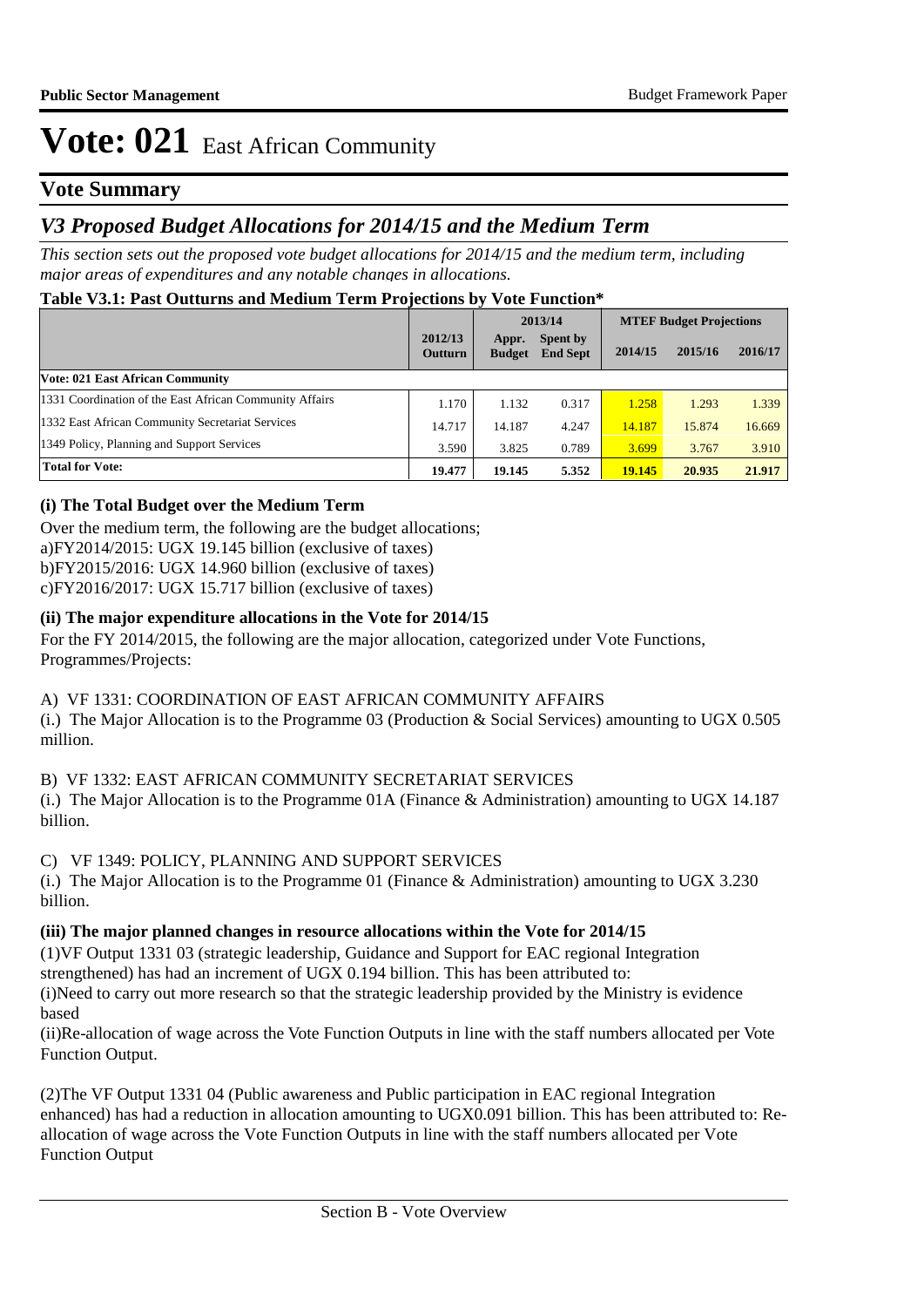# Vote: 021 East African Community

## Vote Summary

## *V3 Proposed Budget Allocations for 2014/15 and the Medium Term*

*This section sets out the proposed vote budget allocations for 2014/15 and the medium term, including major areas of expenditures and any notable changes in allocations.*

**Table V3.1: Past Outturns and Medium Term Projections by Vote Function***

| | 2012/13 Outturn | 2013/14 Appr. Budget | 2013/14 Spent by End Sept | MTEF Budget Projections 2014/15 | 2015/16 | 2016/17 |
|---|---|---|---|---|---|---|
| **Vote: 021 East African Community** | | | | | | |
| 1331 Coordination of the East African Community Affairs | 1.170 | 1.132 | 0.317 | 1.258 | 1.293 | 1.339 |
| 1332 East African Community Secretariat Services | 14.717 | 14.187 | 4.247 | 14.187 | 15.874 | 16.669 |
| 1349 Policy, Planning and Support Services | 3.590 | 3.825 | 0.789 | 3.699 | 3.767 | 3.910 |
| **Total for Vote:** | **19.477** | **19.145** | **5.352** | **19.145** | **20.935** | **21.917** |

### (i) The Total Budget over the Medium Term

Over the medium term, the following are the budget allocations;
a)FY2014/2015: UGX 19.145 billion (exclusive of taxes)
b)FY2015/2016: UGX 14.960 billion (exclusive of taxes)
c)FY2016/2017: UGX 15.717 billion (exclusive of taxes)

### (ii) The major expenditure allocations in the Vote for 2014/15

For the FY 2014/2015, the following are the major allocation, categorized under Vote Functions, Programmes/Projects:

A) VF 1331: COORDINATION OF EAST AFRICAN COMMUNITY AFFAIRS
(i.) The Major Allocation is to the Programme 03 (Production & Social Services) amounting to UGX 0.505 million.

B) VF 1332: EAST AFRICAN COMMUNITY SECRETARIAT SERVICES
(i.) The Major Allocation is to the Programme 01A (Finance & Administration) amounting to UGX 14.187 billion.

C) VF 1349: POLICY, PLANNING AND SUPPORT SERVICES
(i.) The Major Allocation is to the Programme 01 (Finance & Administration) amounting to UGX 3.230 billion.

### (iii) The major planned changes in resource allocations within the Vote for 2014/15

(1)VF Output 1331 03 (strategic leadership, Guidance and Support for EAC regional Integration strengthened) has had an increment of UGX 0.194 billion. This has been attributed to:
(i)Need to carry out more research so that the strategic leadership provided by the Ministry is evidence based
(ii)Re-allocation of wage across the Vote Function Outputs in line with the staff numbers allocated per Vote Function Output.

(2)The VF Output 1331 04 (Public awareness and Public participation in EAC regional Integration enhanced) has had a reduction in allocation amounting to UGX0.091 billion. This has been attributed to: Re-allocation of wage across the Vote Function Outputs in line with the staff numbers allocated per Vote Function Output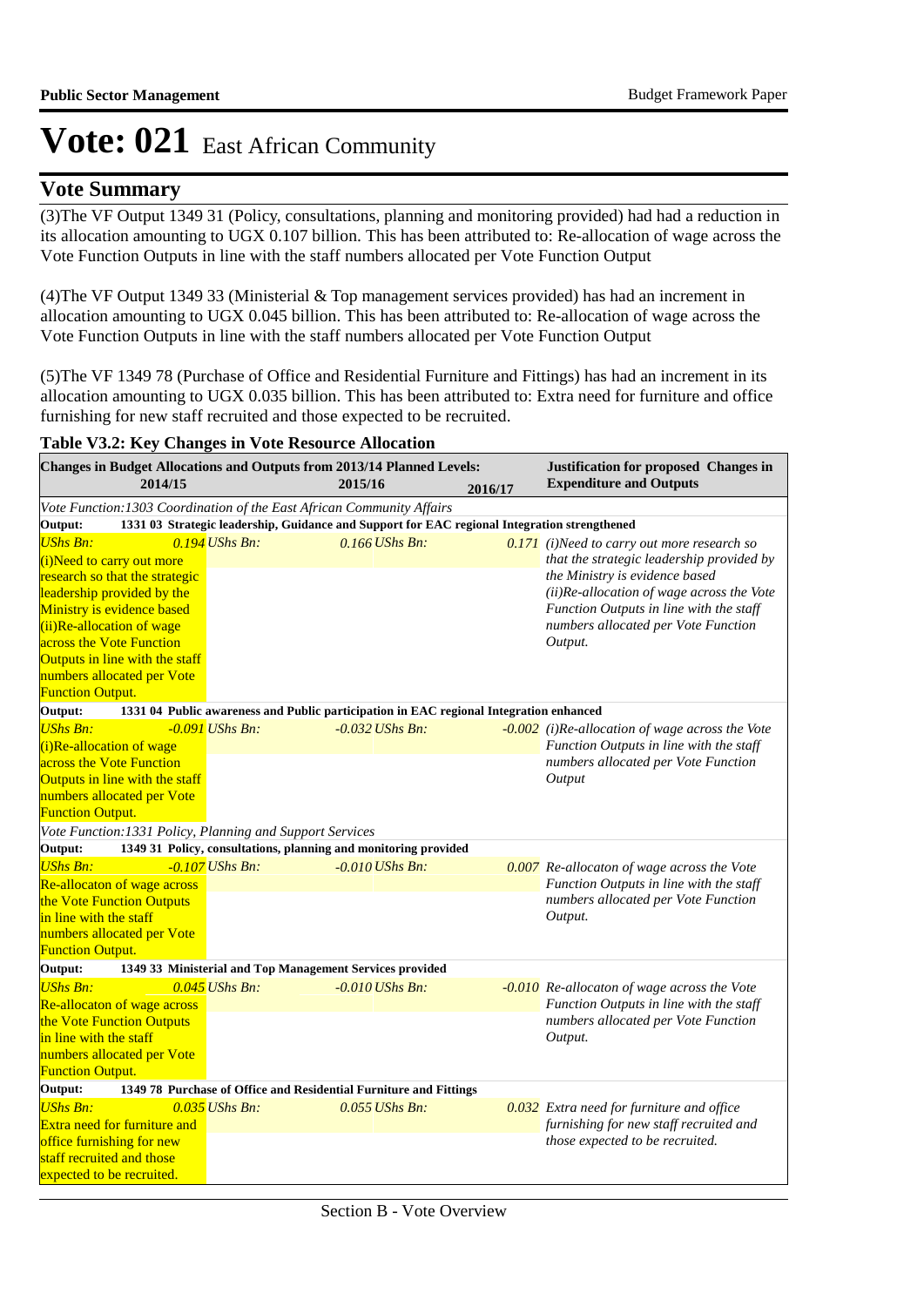# Vote: 021 East African Community

## Vote Summary

(3)The VF Output 1349 31 (Policy, consultations, planning and monitoring provided) had had a reduction in its allocation amounting to UGX 0.107 billion. This has been attributed to: Re-allocation of wage across the Vote Function Outputs in line with the staff numbers allocated per Vote Function Output

(4)The VF Output 1349 33 (Ministerial & Top management services provided) has had an increment in allocation amounting to UGX 0.045 billion. This has been attributed to: Re-allocation of wage across the Vote Function Outputs in line with the staff numbers allocated per Vote Function Output

(5)The VF 1349 78 (Purchase of Office and Residential Furniture and Fittings) has had an increment in its allocation amounting to UGX 0.035 billion. This has been attributed to: Extra need for furniture and office furnishing for new staff recruited and those expected to be recruited.

**Table V3.2: Key Changes in Vote Resource Allocation**

| Changes in Budget Allocations and Outputs from 2013/14 Planned Levels: 2014/15 | 2015/16 | 2016/17 | Justification for proposed Changes in Expenditure and Outputs |
|---|---|---|---|
| *Vote Function:1303 Coordination of the East African Community Affairs* | | | |
| **Output: 1331 03 Strategic leadership, Guidance and Support for EAC regional Integration strengthened** | | | |
| *UShs Bn:* *0.194*<br>(i)Need to carry out more research so that the strategic leadership provided by the Ministry is evidence based<br>(ii)Re-allocation of wage across the Vote Function Outputs in line with the staff numbers allocated per Vote Function Output. | *UShs Bn:* *0.166* | *UShs Bn:* *0.171* | *(i)Need to carry out more research so that the strategic leadership provided by the Ministry is evidence based (ii)Re-allocation of wage across the Vote Function Outputs in line with the staff numbers allocated per Vote Function Output.* |
| **Output: 1331 04 Public awareness and Public participation in EAC regional Integration enhanced** | | | |
| *UShs Bn:* *-0.091*<br>(i)Re-allocation of wage across the Vote Function Outputs in line with the staff numbers allocated per Vote Function Output. | *UShs Bn:* *-0.032* | *UShs Bn:* *-0.002* | *(i)Re-allocation of wage across the Vote Function Outputs in line with the staff numbers allocated per Vote Function Output* |
| *Vote Function:1331 Policy, Planning and Support Services* | | | |
| **Output: 1349 31 Policy, consultations, planning and monitoring provided** | | | |
| *UShs Bn:* *-0.107*<br>Re-allocaton of wage across the Vote Function Outputs in line with the staff numbers allocated per Vote Function Output. | *UShs Bn:* *-0.010* | *UShs Bn:* *0.007* | *Re-allocaton of wage across the Vote Function Outputs in line with the staff numbers allocated per Vote Function Output.* |
| **Output: 1349 33 Ministerial and Top Management Services provided** | | | |
| *UShs Bn:* *0.045*<br>Re-allocaton of wage across the Vote Function Outputs in line with the staff numbers allocated per Vote Function Output. | *UShs Bn:* *-0.010* | *UShs Bn:* *-0.010* | *Re-allocaton of wage across the Vote Function Outputs in line with the staff numbers allocated per Vote Function Output.* |
| **Output: 1349 78 Purchase of Office and Residential Furniture and Fittings** | | | |
| *UShs Bn:* *0.035*<br>Extra need for furniture and office furnishing for new staff recruited and those expected to be recruited. | *UShs Bn:* *0.055* | *UShs Bn:* *0.032* | *Extra need for furniture and office furnishing for new staff recruited and those expected to be recruited.* |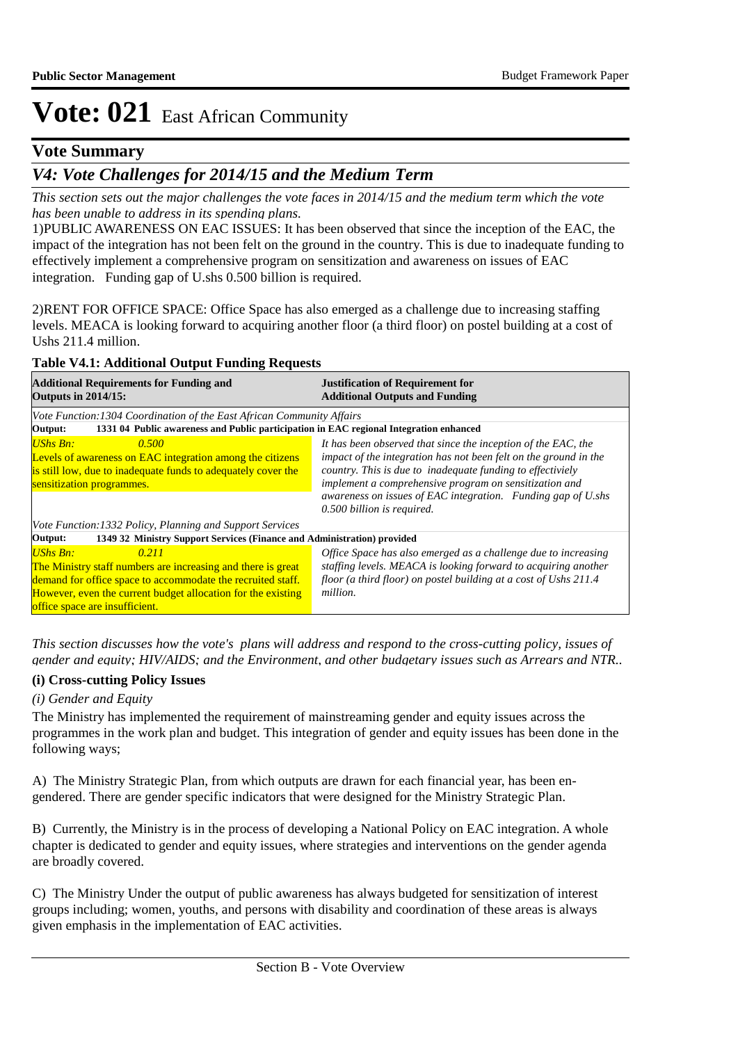# Vote: 021 East African Community

## Vote Summary

## *V4: Vote Challenges for 2014/15 and the Medium Term*

*This section sets out the major challenges the vote faces in 2014/15 and the medium term which the vote has been unable to address in its spending plans.*

1)PUBLIC AWARENESS ON EAC ISSUES: It has been observed that since the inception of the EAC, the impact of the integration has not been felt on the ground in the country. This is due to inadequate funding to effectively implement a comprehensive program on sensitization and awareness on issues of EAC integration. Funding gap of U.shs 0.500 billion is required.

2)RENT FOR OFFICE SPACE: Office Space has also emerged as a challenge due to increasing staffing levels. MEACA is looking forward to acquiring another floor (a third floor) on postel building at a cost of Ushs 211.4 million.

**Table V4.1: Additional Output Funding Requests**

| Additional Requirements for Funding and Outputs in 2014/15: | Justification of Requirement for Additional Outputs and Funding |
|---|---|
| *Vote Function:1304 Coordination of the East African Community Affairs* | |
| **Output: 1331 04 Public awareness and Public participation in EAC regional Integration enhanced** | |
| *UShs Bn: 0.500*<br>Levels of awareness on EAC integration among the citizens is still low, due to inadequate funds to adequately cover the sensitization programmes. | *It has been observed that since the inception of the EAC, the impact of the integration has not been felt on the ground in the country. This is due to inadequate funding to effectively implement a comprehensive program on sensitization and awareness on issues of EAC integration. Funding gap of U.shs 0.500 billion is required.* |
| *Vote Function:1332 Policy, Planning and Support Services* | |
| **Output: 1349 32 Ministry Support Services (Finance and Administration) provided** | |
| *UShs Bn: 0.211*<br>The Ministry staff numbers are increasing and there is great demand for office space to accommodate the recruited staff. However, even the current budget allocation for the existing office space are insufficient. | *Office Space has also emerged as a challenge due to increasing staffing levels. MEACA is looking forward to acquiring another floor (a third floor) on postel building at a cost of Ushs 211.4 million.* |

*This section discusses how the vote's plans will address and respond to the cross-cutting policy, issues of gender and equity; HIV/AIDS; and the Environment, and other budgetary issues such as Arrears and NTR..*

### (i) Cross-cutting Policy Issues

*(i) Gender and Equity*

The Ministry has implemented the requirement of mainstreaming gender and equity issues across the programmes in the work plan and budget. This integration of gender and equity issues has been done in the following ways;

A) The Ministry Strategic Plan, from which outputs are drawn for each financial year, has been en-gendered. There are gender specific indicators that were designed for the Ministry Strategic Plan.

B) Currently, the Ministry is in the process of developing a National Policy on EAC integration. A whole chapter is dedicated to gender and equity issues, where strategies and interventions on the gender agenda are broadly covered.

C) The Ministry Under the output of public awareness has always budgeted for sensitization of interest groups including; women, youths, and persons with disability and coordination of these areas is always given emphasis in the implementation of EAC activities.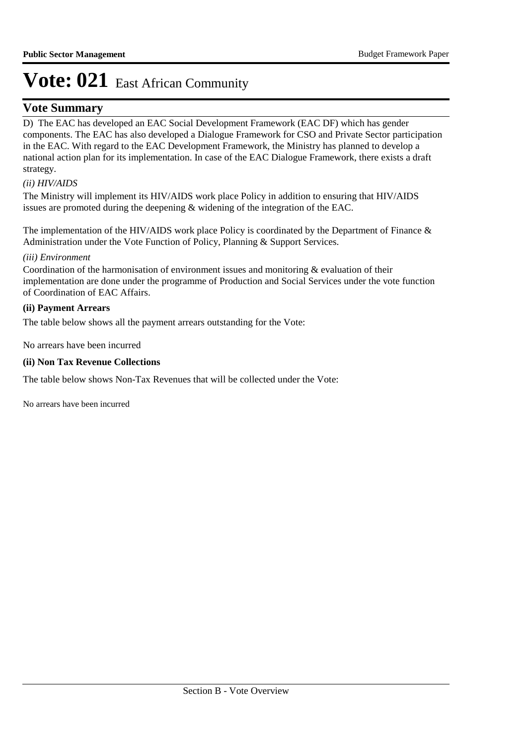# Vote: 021 East African Community

## Vote Summary

D) The EAC has developed an EAC Social Development Framework (EAC DF) which has gender components. The EAC has also developed a Dialogue Framework for CSO and Private Sector participation in the EAC. With regard to the EAC Development Framework, the Ministry has planned to develop a national action plan for its implementation. In case of the EAC Dialogue Framework, there exists a draft strategy.

*(ii) HIV/AIDS*

The Ministry will implement its HIV/AIDS work place Policy in addition to ensuring that HIV/AIDS issues are promoted during the deepening & widening of the integration of the EAC.

The implementation of the HIV/AIDS work place Policy is coordinated by the Department of Finance & Administration under the Vote Function of Policy, Planning & Support Services.

*(iii) Environment*

Coordination of the harmonisation of environment issues and monitoring & evaluation of their implementation are done under the programme of Production and Social Services under the vote function of Coordination of EAC Affairs.

**(ii) Payment Arrears**

The table below shows all the payment arrears outstanding for the Vote:

No arrears have been incurred

**(ii) Non Tax Revenue Collections**

The table below shows Non-Tax Revenues that will be collected under the Vote:

No arrears have been incurred